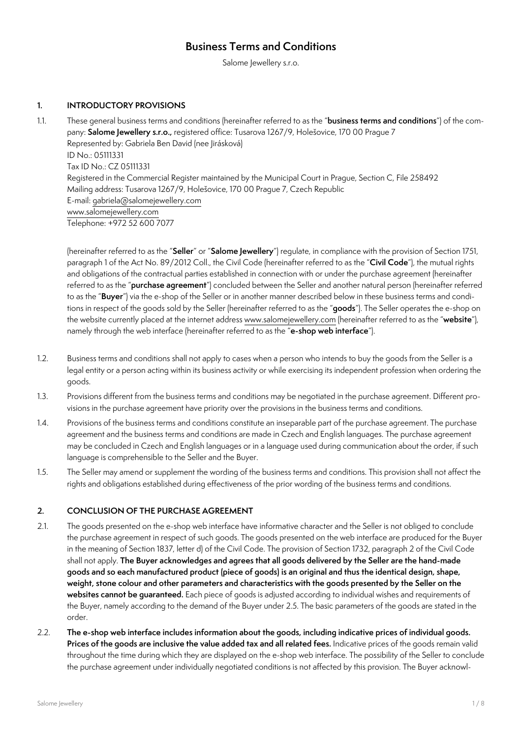# Business Terms and Conditions

Salome Jewellery s.r.o.

## 1. INTRODUCTORY PROVISIONS

1.1. These general business terms and conditions (hereinafter referred to as the "**business terms and conditions**") of the company: **Salome Jewellery s.r.o.,** registered office: Tusarova 1267/9, Holešovice, 170 00 Prague 7
Represented by: Gabriela Ben David (nee Jirásková)
ID No.: 05111331
Tax ID No.: CZ 05111331
Registered in the Commercial Register maintained by the Municipal Court in Prague, Section C, File 258492
Mailing address: Tusarova 1267/9, Holešovice, 170 00 Prague 7, Czech Republic
E-mail: gabriela@salomejewellery.com
www.salomejewellery.com
Telephone: +972 52 600 7077

(hereinafter referred to as the "**Seller**" or "**Salome Jewellery**") regulate, in compliance with the provision of Section 1751, paragraph 1 of the Act No. 89/2012 Coll., the Civil Code (hereinafter referred to as the "**Civil Code**"), the mutual rights and obligations of the contractual parties established in connection with or under the purchase agreement (hereinafter referred to as the "**purchase agreement**") concluded between the Seller and another natural person (hereinafter referred to as the "**Buyer**") via the e-shop of the Seller or in another manner described below in these business terms and conditions in respect of the goods sold by the Seller (hereinafter referred to as the "**goods**"). The Seller operates the e-shop on the website currently placed at the internet address www.salomejewellery.com (hereinafter referred to as the "**website**"), namely through the web interface (hereinafter referred to as the "**e-shop web interface**").

1.2. Business terms and conditions shall not apply to cases when a person who intends to buy the goods from the Seller is a legal entity or a person acting within its business activity or while exercising its independent profession when ordering the goods.

1.3. Provisions different from the business terms and conditions may be negotiated in the purchase agreement. Different provisions in the purchase agreement have priority over the provisions in the business terms and conditions.

1.4. Provisions of the business terms and conditions constitute an inseparable part of the purchase agreement. The purchase agreement and the business terms and conditions are made in Czech and English languages. The purchase agreement may be concluded in Czech and English languages or in a language used during communication about the order, if such language is comprehensible to the Seller and the Buyer.

1.5. The Seller may amend or supplement the wording of the business terms and conditions. This provision shall not affect the rights and obligations established during effectiveness of the prior wording of the business terms and conditions.

## 2. CONCLUSION OF THE PURCHASE AGREEMENT

2.1. The goods presented on the e-shop web interface have informative character and the Seller is not obliged to conclude the purchase agreement in respect of such goods. The goods presented on the web interface are produced for the Buyer in the meaning of Section 1837, letter d) of the Civil Code. The provision of Section 1732, paragraph 2 of the Civil Code shall not apply. **The Buyer acknowledges and agrees that all goods delivered by the Seller are the hand-made goods and so each manufactured product (piece of goods) is an original and thus the identical design, shape, weight, stone colour and other parameters and characteristics with the goods presented by the Seller on the websites cannot be guaranteed.** Each piece of goods is adjusted according to individual wishes and requirements of the Buyer, namely according to the demand of the Buyer under 2.5. The basic parameters of the goods are stated in the order.

2.2. **The e-shop web interface includes information about the goods, including indicative prices of individual goods. Prices of the goods are inclusive the value added tax and all related fees.** Indicative prices of the goods remain valid throughout the time during which they are displayed on the e-shop web interface. The possibility of the Seller to conclude the purchase agreement under individually negotiated conditions is not affected by this provision. The Buyer acknowl-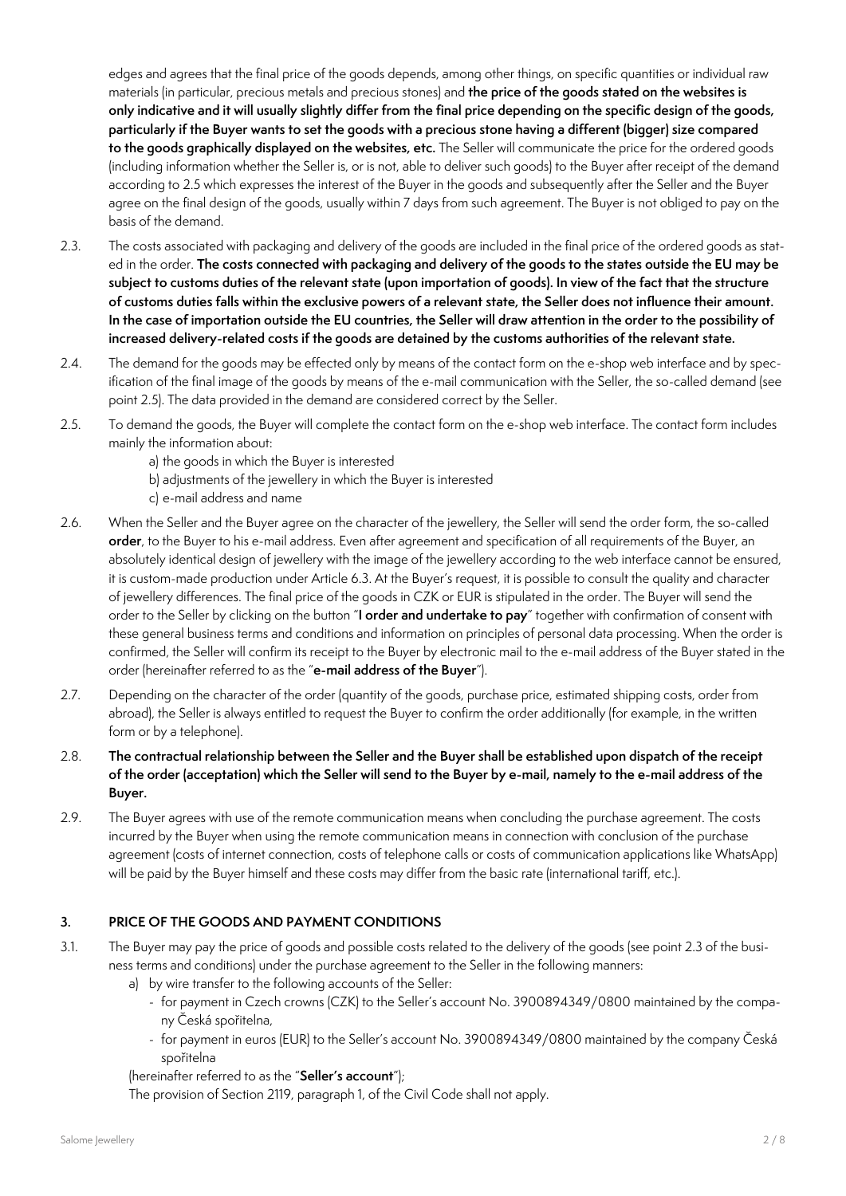edges and agrees that the final price of the goods depends, among other things, on specific quantities or individual raw materials (in particular, precious metals and precious stones) and **the price of the goods stated on the websites is only indicative and it will usually slightly differ from the final price depending on the specific design of the goods, particularly if the Buyer wants to set the goods with a precious stone having a different (bigger) size compared to the goods graphically displayed on the websites, etc.** The Seller will communicate the price for the ordered goods (including information whether the Seller is, or is not, able to deliver such goods) to the Buyer after receipt of the demand according to 2.5 which expresses the interest of the Buyer in the goods and subsequently after the Seller and the Buyer agree on the final design of the goods, usually within 7 days from such agreement. The Buyer is not obliged to pay on the basis of the demand.

2.3. The costs associated with packaging and delivery of the goods are included in the final price of the ordered goods as stated in the order. **The costs connected with packaging and delivery of the goods to the states outside the EU may be subject to customs duties of the relevant state (upon importation of goods). In view of the fact that the structure of customs duties falls within the exclusive powers of a relevant state, the Seller does not influence their amount. In the case of importation outside the EU countries, the Seller will draw attention in the order to the possibility of increased delivery-related costs if the goods are detained by the customs authorities of the relevant state.**

2.4. The demand for the goods may be effected only by means of the contact form on the e-shop web interface and by specification of the final image of the goods by means of the e-mail communication with the Seller, the so-called demand (see point 2.5). The data provided in the demand are considered correct by the Seller.

2.5. To demand the goods, the Buyer will complete the contact form on the e-shop web interface. The contact form includes mainly the information about:

a) the goods in which the Buyer is interested
b) adjustments of the jewellery in which the Buyer is interested
c) e-mail address and name

2.6. When the Seller and the Buyer agree on the character of the jewellery, the Seller will send the order form, the so-called **order**, to the Buyer to his e-mail address. Even after agreement and specification of all requirements of the Buyer, an absolutely identical design of jewellery with the image of the jewellery according to the web interface cannot be ensured, it is custom-made production under Article 6.3. At the Buyer's request, it is possible to consult the quality and character of jewellery differences. The final price of the goods in CZK or EUR is stipulated in the order. The Buyer will send the order to the Seller by clicking on the button "**I order and undertake to pay**" together with confirmation of consent with these general business terms and conditions and information on principles of personal data processing. When the order is confirmed, the Seller will confirm its receipt to the Buyer by electronic mail to the e-mail address of the Buyer stated in the order (hereinafter referred to as the "**e-mail address of the Buyer**").

2.7. Depending on the character of the order (quantity of the goods, purchase price, estimated shipping costs, order from abroad), the Seller is always entitled to request the Buyer to confirm the order additionally (for example, in the written form or by a telephone).

2.8. **The contractual relationship between the Seller and the Buyer shall be established upon dispatch of the receipt of the order (acceptation) which the Seller will send to the Buyer by e-mail, namely to the e-mail address of the Buyer.**

2.9. The Buyer agrees with use of the remote communication means when concluding the purchase agreement. The costs incurred by the Buyer when using the remote communication means in connection with conclusion of the purchase agreement (costs of internet connection, costs of telephone calls or costs of communication applications like WhatsApp) will be paid by the Buyer himself and these costs may differ from the basic rate (international tariff, etc.).

## 3. PRICE OF THE GOODS AND PAYMENT CONDITIONS

3.1. The Buyer may pay the price of goods and possible costs related to the delivery of the goods (see point 2.3 of the business terms and conditions) under the purchase agreement to the Seller in the following manners:

a) by wire transfer to the following accounts of the Seller:
- for payment in Czech crowns (CZK) to the Seller's account No. 3900894349/0800 maintained by the company Česká spořitelna,
- for payment in euros (EUR) to the Seller's account No. 3900894349/0800 maintained by the company Česká spořitelna

(hereinafter referred to as the "**Seller's account**");

The provision of Section 2119, paragraph 1, of the Civil Code shall not apply.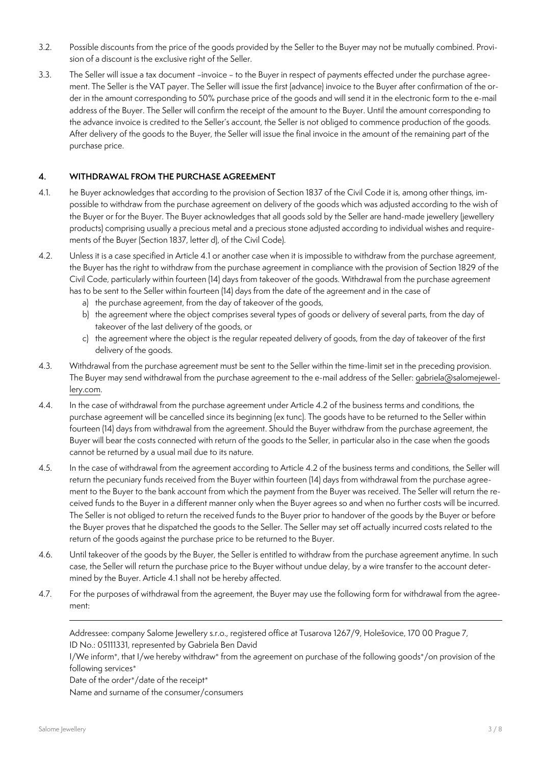3.2. Possible discounts from the price of the goods provided by the Seller to the Buyer may not be mutually combined. Provision of a discount is the exclusive right of the Seller.

3.3. The Seller will issue a tax document –invoice – to the Buyer in respect of payments effected under the purchase agreement. The Seller is the VAT payer. The Seller will issue the first (advance) invoice to the Buyer after confirmation of the order in the amount corresponding to 50% purchase price of the goods and will send it in the electronic form to the e-mail address of the Buyer. The Seller will confirm the receipt of the amount to the Buyer. Until the amount corresponding to the advance invoice is credited to the Seller's account, the Seller is not obliged to commence production of the goods. After delivery of the goods to the Buyer, the Seller will issue the final invoice in the amount of the remaining part of the purchase price.

## 4. WITHDRAWAL FROM THE PURCHASE AGREEMENT

4.1. he Buyer acknowledges that according to the provision of Section 1837 of the Civil Code it is, among other things, impossible to withdraw from the purchase agreement on delivery of the goods which was adjusted according to the wish of the Buyer or for the Buyer. The Buyer acknowledges that all goods sold by the Seller are hand-made jewellery (jewellery products) comprising usually a precious metal and a precious stone adjusted according to individual wishes and requirements of the Buyer (Section 1837, letter d), of the Civil Code).

4.2. Unless it is a case specified in Article 4.1 or another case when it is impossible to withdraw from the purchase agreement, the Buyer has the right to withdraw from the purchase agreement in compliance with the provision of Section 1829 of the Civil Code, particularly within fourteen (14) days from takeover of the goods. Withdrawal from the purchase agreement has to be sent to the Seller within fourteen (14) days from the date of the agreement and in the case of

a) the purchase agreement, from the day of takeover of the goods,
b) the agreement where the object comprises several types of goods or delivery of several parts, from the day of takeover of the last delivery of the goods, or
c) the agreement where the object is the regular repeated delivery of goods, from the day of takeover of the first delivery of the goods.

4.3. Withdrawal from the purchase agreement must be sent to the Seller within the time-limit set in the preceding provision. The Buyer may send withdrawal from the purchase agreement to the e-mail address of the Seller: gabriela@salomejewellery.com.

4.4. In the case of withdrawal from the purchase agreement under Article 4.2 of the business terms and conditions, the purchase agreement will be cancelled since its beginning (ex tunc). The goods have to be returned to the Seller within fourteen (14) days from withdrawal from the agreement. Should the Buyer withdraw from the purchase agreement, the Buyer will bear the costs connected with return of the goods to the Seller, in particular also in the case when the goods cannot be returned by a usual mail due to its nature.

4.5. In the case of withdrawal from the agreement according to Article 4.2 of the business terms and conditions, the Seller will return the pecuniary funds received from the Buyer within fourteen (14) days from withdrawal from the purchase agreement to the Buyer to the bank account from which the payment from the Buyer was received. The Seller will return the received funds to the Buyer in a different manner only when the Buyer agrees so and when no further costs will be incurred. The Seller is not obliged to return the received funds to the Buyer prior to handover of the goods by the Buyer or before the Buyer proves that he dispatched the goods to the Seller. The Seller may set off actually incurred costs related to the return of the goods against the purchase price to be returned to the Buyer.

4.6. Until takeover of the goods by the Buyer, the Seller is entitled to withdraw from the purchase agreement anytime. In such case, the Seller will return the purchase price to the Buyer without undue delay, by a wire transfer to the account determined by the Buyer. Article 4.1 shall not be hereby affected.

4.7. For the purposes of withdrawal from the agreement, the Buyer may use the following form for withdrawal from the agreement:

---

Addressee: company Salome Jewellery s.r.o., registered office at Tusarova 1267/9, Holešovice, 170 00 Prague 7, ID No.: 05111331, represented by Gabriela Ben David

I/We inform*, that I/we hereby withdraw* from the agreement on purchase of the following goods*/on provision of the following services*

Date of the order*/date of the receipt*

Name and surname of the consumer/consumers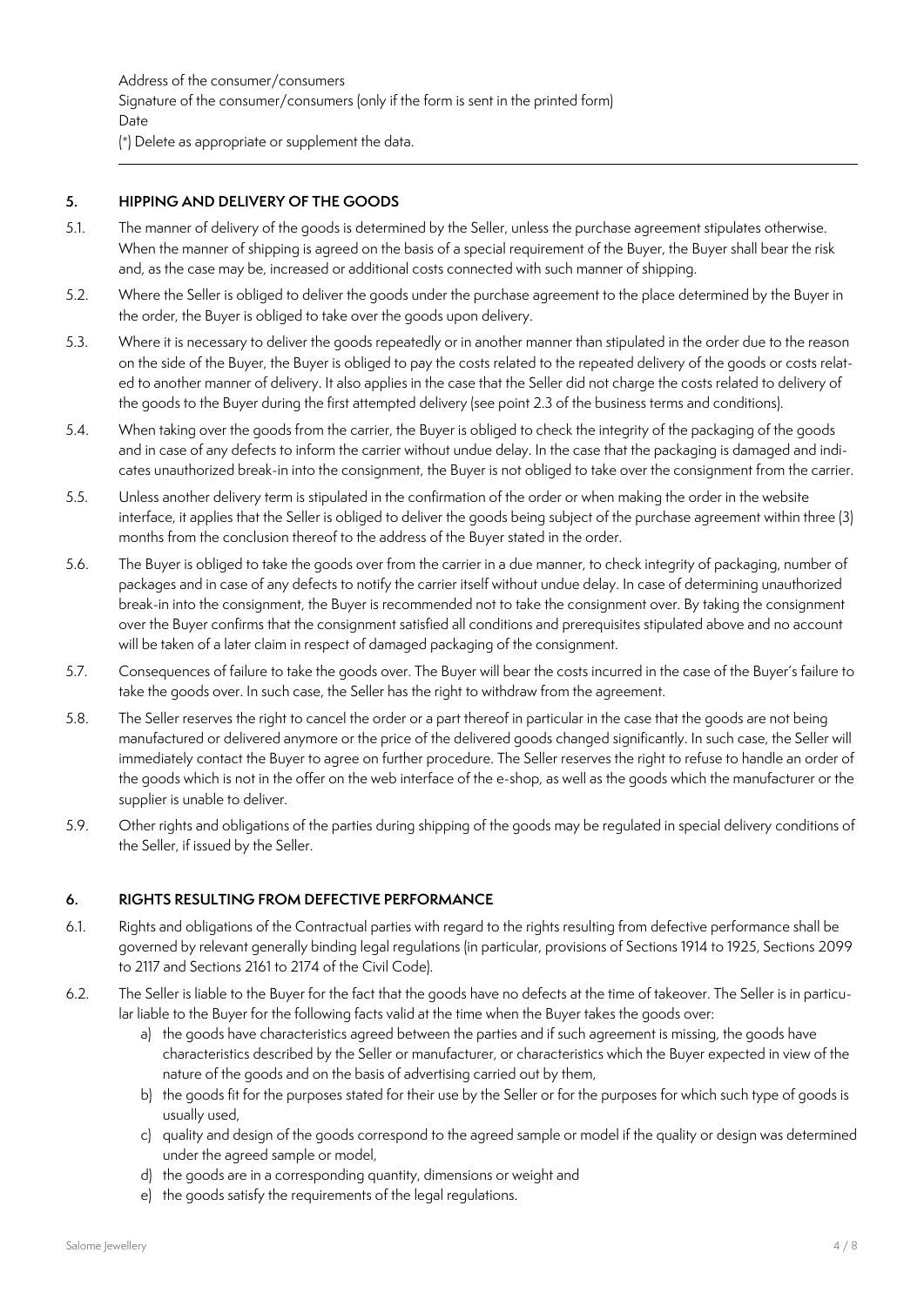Address of the consumer/consumers
Signature of the consumer/consumers (only if the form is sent in the printed form)
Date
(*) Delete as appropriate or supplement the data.

---

## 5. HIPPING AND DELIVERY OF THE GOODS

5.1. The manner of delivery of the goods is determined by the Seller, unless the purchase agreement stipulates otherwise. When the manner of shipping is agreed on the basis of a special requirement of the Buyer, the Buyer shall bear the risk and, as the case may be, increased or additional costs connected with such manner of shipping.

5.2. Where the Seller is obliged to deliver the goods under the purchase agreement to the place determined by the Buyer in the order, the Buyer is obliged to take over the goods upon delivery.

5.3. Where it is necessary to deliver the goods repeatedly or in another manner than stipulated in the order due to the reason on the side of the Buyer, the Buyer is obliged to pay the costs related to the repeated delivery of the goods or costs related to another manner of delivery. It also applies in the case that the Seller did not charge the costs related to delivery of the goods to the Buyer during the first attempted delivery (see point 2.3 of the business terms and conditions).

5.4. When taking over the goods from the carrier, the Buyer is obliged to check the integrity of the packaging of the goods and in case of any defects to inform the carrier without undue delay. In the case that the packaging is damaged and indicates unauthorized break-in into the consignment, the Buyer is not obliged to take over the consignment from the carrier.

5.5. Unless another delivery term is stipulated in the confirmation of the order or when making the order in the website interface, it applies that the Seller is obliged to deliver the goods being subject of the purchase agreement within three (3) months from the conclusion thereof to the address of the Buyer stated in the order.

5.6. The Buyer is obliged to take the goods over from the carrier in a due manner, to check integrity of packaging, number of packages and in case of any defects to notify the carrier itself without undue delay. In case of determining unauthorized break-in into the consignment, the Buyer is recommended not to take the consignment over. By taking the consignment over the Buyer confirms that the consignment satisfied all conditions and prerequisites stipulated above and no account will be taken of a later claim in respect of damaged packaging of the consignment.

5.7. Consequences of failure to take the goods over. The Buyer will bear the costs incurred in the case of the Buyer's failure to take the goods over. In such case, the Seller has the right to withdraw from the agreement.

5.8. The Seller reserves the right to cancel the order or a part thereof in particular in the case that the goods are not being manufactured or delivered anymore or the price of the delivered goods changed significantly. In such case, the Seller will immediately contact the Buyer to agree on further procedure. The Seller reserves the right to refuse to handle an order of the goods which is not in the offer on the web interface of the e-shop, as well as the goods which the manufacturer or the supplier is unable to deliver.

5.9. Other rights and obligations of the parties during shipping of the goods may be regulated in special delivery conditions of the Seller, if issued by the Seller.

## 6. RIGHTS RESULTING FROM DEFECTIVE PERFORMANCE

6.1. Rights and obligations of the Contractual parties with regard to the rights resulting from defective performance shall be governed by relevant generally binding legal regulations (in particular, provisions of Sections 1914 to 1925, Sections 2099 to 2117 and Sections 2161 to 2174 of the Civil Code).

6.2. The Seller is liable to the Buyer for the fact that the goods have no defects at the time of takeover. The Seller is in particular liable to the Buyer for the following facts valid at the time when the Buyer takes the goods over:

a) the goods have characteristics agreed between the parties and if such agreement is missing, the goods have characteristics described by the Seller or manufacturer, or characteristics which the Buyer expected in view of the nature of the goods and on the basis of advertising carried out by them,

b) the goods fit for the purposes stated for their use by the Seller or for the purposes for which such type of goods is usually used,

c) quality and design of the goods correspond to the agreed sample or model if the quality or design was determined under the agreed sample or model,

d) the goods are in a corresponding quantity, dimensions or weight and

e) the goods satisfy the requirements of the legal regulations.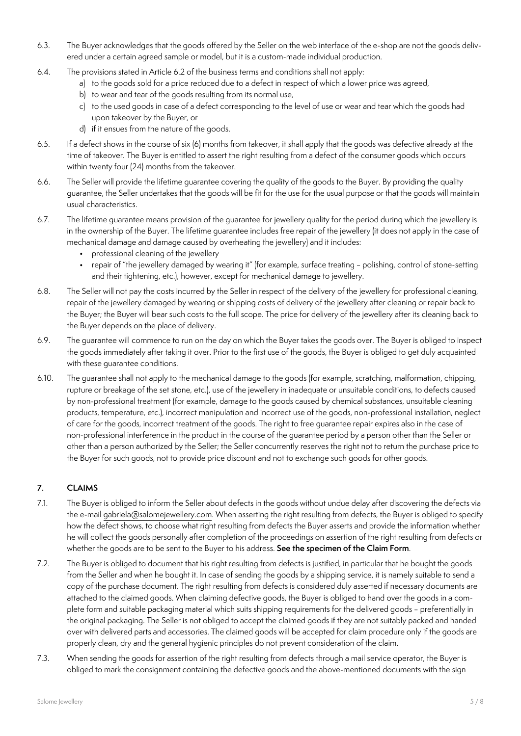6.3. The Buyer acknowledges that the goods offered by the Seller on the web interface of the e-shop are not the goods delivered under a certain agreed sample or model, but it is a custom-made individual production.

6.4. The provisions stated in Article 6.2 of the business terms and conditions shall not apply:

a) to the goods sold for a price reduced due to a defect in respect of which a lower price was agreed,
b) to wear and tear of the goods resulting from its normal use,
c) to the used goods in case of a defect corresponding to the level of use or wear and tear which the goods had upon takeover by the Buyer, or
d) if it ensues from the nature of the goods.

6.5. If a defect shows in the course of six (6) months from takeover, it shall apply that the goods was defective already at the time of takeover. The Buyer is entitled to assert the right resulting from a defect of the consumer goods which occurs within twenty four (24) months from the takeover.

6.6. The Seller will provide the lifetime guarantee covering the quality of the goods to the Buyer. By providing the quality guarantee, the Seller undertakes that the goods will be fit for the use for the usual purpose or that the goods will maintain usual characteristics.

6.7. The lifetime guarantee means provision of the guarantee for jewellery quality for the period during which the jewellery is in the ownership of the Buyer. The lifetime guarantee includes free repair of the jewellery (it does not apply in the case of mechanical damage and damage caused by overheating the jewellery) and it includes:

- professional cleaning of the jewellery
- repair of "the jewellery damaged by wearing it" (for example, surface treating – polishing, control of stone-setting and their tightening, etc.), however, except for mechanical damage to jewellery.

6.8. The Seller will not pay the costs incurred by the Seller in respect of the delivery of the jewellery for professional cleaning, repair of the jewellery damaged by wearing or shipping costs of delivery of the jewellery after cleaning or repair back to the Buyer; the Buyer will bear such costs to the full scope. The price for delivery of the jewellery after its cleaning back to the Buyer depends on the place of delivery.

6.9. The guarantee will commence to run on the day on which the Buyer takes the goods over. The Buyer is obliged to inspect the goods immediately after taking it over. Prior to the first use of the goods, the Buyer is obliged to get duly acquainted with these guarantee conditions.

6.10. The guarantee shall not apply to the mechanical damage to the goods (for example, scratching, malformation, chipping, rupture or breakage of the set stone, etc.), use of the jewellery in inadequate or unsuitable conditions, to defects caused by non-professional treatment (for example, damage to the goods caused by chemical substances, unsuitable cleaning products, temperature, etc.), incorrect manipulation and incorrect use of the goods, non-professional installation, neglect of care for the goods, incorrect treatment of the goods. The right to free guarantee repair expires also in the case of non-professional interference in the product in the course of the guarantee period by a person other than the Seller or other than a person authorized by the Seller; the Seller concurrently reserves the right not to return the purchase price to the Buyer for such goods, not to provide price discount and not to exchange such goods for other goods.

## 7. CLAIMS

7.1. The Buyer is obliged to inform the Seller about defects in the goods without undue delay after discovering the defects via the e-mail gabriela@salomejewellery.com. When asserting the right resulting from defects, the Buyer is obliged to specify how the defect shows, to choose what right resulting from defects the Buyer asserts and provide the information whether he will collect the goods personally after completion of the proceedings on assertion of the right resulting from defects or whether the goods are to be sent to the Buyer to his address. **See the specimen of the Claim Form**.

7.2. The Buyer is obliged to document that his right resulting from defects is justified, in particular that he bought the goods from the Seller and when he bought it. In case of sending the goods by a shipping service, it is namely suitable to send a copy of the purchase document. The right resulting from defects is considered duly asserted if necessary documents are attached to the claimed goods. When claiming defective goods, the Buyer is obliged to hand over the goods in a complete form and suitable packaging material which suits shipping requirements for the delivered goods – preferentially in the original packaging. The Seller is not obliged to accept the claimed goods if they are not suitably packed and handed over with delivered parts and accessories. The claimed goods will be accepted for claim procedure only if the goods are properly clean, dry and the general hygienic principles do not prevent consideration of the claim.

7.3. When sending the goods for assertion of the right resulting from defects through a mail service operator, the Buyer is obliged to mark the consignment containing the defective goods and the above-mentioned documents with the sign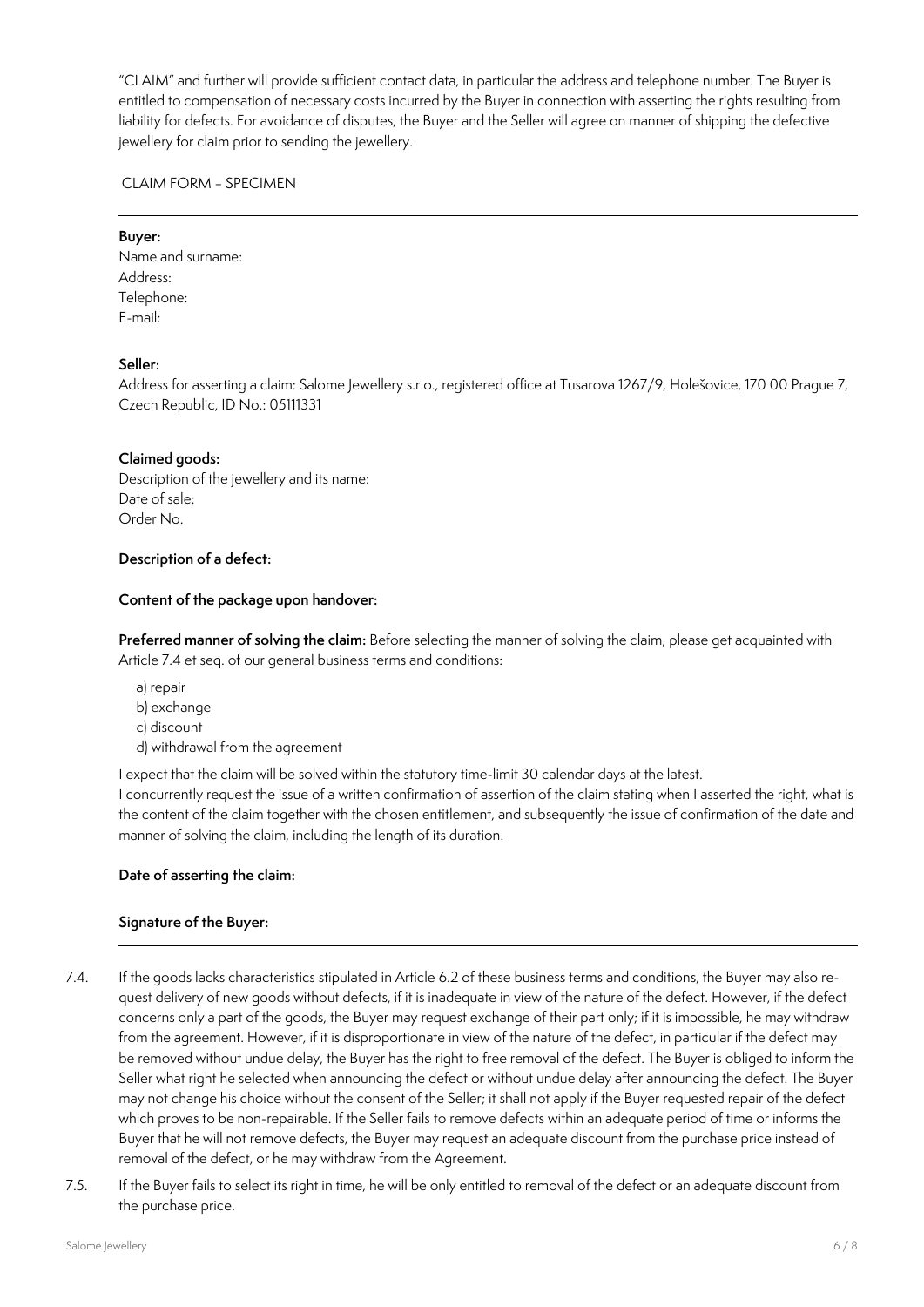"CLAIM" and further will provide sufficient contact data, in particular the address and telephone number. The Buyer is entitled to compensation of necessary costs incurred by the Buyer in connection with asserting the rights resulting from liability for defects. For avoidance of disputes, the Buyer and the Seller will agree on manner of shipping the defective jewellery for claim prior to sending the jewellery.

CLAIM FORM – SPECIMEN

---

**Buyer:**
Name and surname:
Address:
Telephone:
E-mail:

**Seller:**
Address for asserting a claim: Salome Jewellery s.r.o., registered office at Tusarova 1267/9, Holešovice, 170 00 Prague 7, Czech Republic, ID No.: 05111331

**Claimed goods:**
Description of the jewellery and its name:
Date of sale:
Order No.

**Description of a defect:**

**Content of the package upon handover:**

**Preferred manner of solving the claim:** Before selecting the manner of solving the claim, please get acquainted with Article 7.4 et seq. of our general business terms and conditions:

a) repair
b) exchange
c) discount
d) withdrawal from the agreement

I expect that the claim will be solved within the statutory time-limit 30 calendar days at the latest.
I concurrently request the issue of a written confirmation of assertion of the claim stating when I asserted the right, what is the content of the claim together with the chosen entitlement, and subsequently the issue of confirmation of the date and manner of solving the claim, including the length of its duration.

**Date of asserting the claim:**

**Signature of the Buyer:**

---

7.4. If the goods lacks characteristics stipulated in Article 6.2 of these business terms and conditions, the Buyer may also request delivery of new goods without defects, if it is inadequate in view of the nature of the defect. However, if the defect concerns only a part of the goods, the Buyer may request exchange of their part only; if it is impossible, he may withdraw from the agreement. However, if it is disproportionate in view of the nature of the defect, in particular if the defect may be removed without undue delay, the Buyer has the right to free removal of the defect. The Buyer is obliged to inform the Seller what right he selected when announcing the defect or without undue delay after announcing the defect. The Buyer may not change his choice without the consent of the Seller; it shall not apply if the Buyer requested repair of the defect which proves to be non-repairable. If the Seller fails to remove defects within an adequate period of time or informs the Buyer that he will not remove defects, the Buyer may request an adequate discount from the purchase price instead of removal of the defect, or he may withdraw from the Agreement.

7.5. If the Buyer fails to select its right in time, he will be only entitled to removal of the defect or an adequate discount from the purchase price.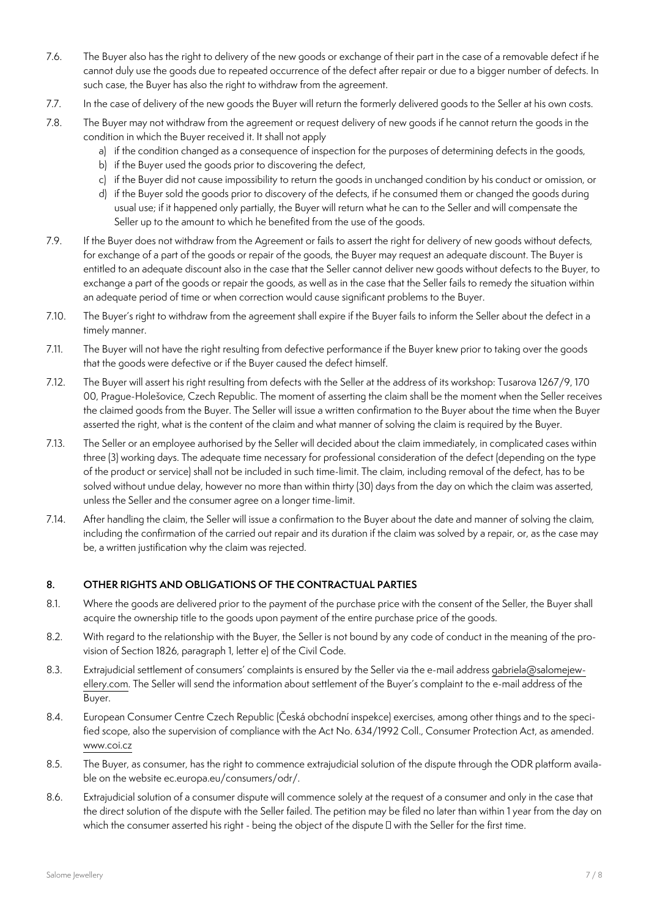7.6. The Buyer also has the right to delivery of the new goods or exchange of their part in the case of a removable defect if he cannot duly use the goods due to repeated occurrence of the defect after repair or due to a bigger number of defects. In such case, the Buyer has also the right to withdraw from the agreement.

7.7. In the case of delivery of the new goods the Buyer will return the formerly delivered goods to the Seller at his own costs.

7.8. The Buyer may not withdraw from the agreement or request delivery of new goods if he cannot return the goods in the condition in which the Buyer received it. It shall not apply

a) if the condition changed as a consequence of inspection for the purposes of determining defects in the goods,
b) if the Buyer used the goods prior to discovering the defect,
c) if the Buyer did not cause impossibility to return the goods in unchanged condition by his conduct or omission, or
d) if the Buyer sold the goods prior to discovery of the defects, if he consumed them or changed the goods during usual use; if it happened only partially, the Buyer will return what he can to the Seller and will compensate the Seller up to the amount to which he benefited from the use of the goods.

7.9. If the Buyer does not withdraw from the Agreement or fails to assert the right for delivery of new goods without defects, for exchange of a part of the goods or repair of the goods, the Buyer may request an adequate discount. The Buyer is entitled to an adequate discount also in the case that the Seller cannot deliver new goods without defects to the Buyer, to exchange a part of the goods or repair the goods, as well as in the case that the Seller fails to remedy the situation within an adequate period of time or when correction would cause significant problems to the Buyer.

7.10. The Buyer's right to withdraw from the agreement shall expire if the Buyer fails to inform the Seller about the defect in a timely manner.

7.11. The Buyer will not have the right resulting from defective performance if the Buyer knew prior to taking over the goods that the goods were defective or if the Buyer caused the defect himself.

7.12. The Buyer will assert his right resulting from defects with the Seller at the address of its workshop: Tusarova 1267/9, 170 00, Prague-Holešovice, Czech Republic. The moment of asserting the claim shall be the moment when the Seller receives the claimed goods from the Buyer. The Seller will issue a written confirmation to the Buyer about the time when the Buyer asserted the right, what is the content of the claim and what manner of solving the claim is required by the Buyer.

7.13. The Seller or an employee authorised by the Seller will decided about the claim immediately, in complicated cases within three (3) working days. The adequate time necessary for professional consideration of the defect (depending on the type of the product or service) shall not be included in such time-limit. The claim, including removal of the defect, has to be solved without undue delay, however no more than within thirty (30) days from the day on which the claim was asserted, unless the Seller and the consumer agree on a longer time-limit.

7.14. After handling the claim, the Seller will issue a confirmation to the Buyer about the date and manner of solving the claim, including the confirmation of the carried out repair and its duration if the claim was solved by a repair, or, as the case may be, a written justification why the claim was rejected.

## 8. OTHER RIGHTS AND OBLIGATIONS OF THE CONTRACTUAL PARTIES

8.1. Where the goods are delivered prior to the payment of the purchase price with the consent of the Seller, the Buyer shall acquire the ownership title to the goods upon payment of the entire purchase price of the goods.

8.2. With regard to the relationship with the Buyer, the Seller is not bound by any code of conduct in the meaning of the provision of Section 1826, paragraph 1, letter e) of the Civil Code.

8.3. Extrajudicial settlement of consumers' complaints is ensured by the Seller via the e-mail address gabriela@salomejewellery.com. The Seller will send the information about settlement of the Buyer's complaint to the e-mail address of the Buyer.

8.4. European Consumer Centre Czech Republic (Česká obchodní inspekce) exercises, among other things and to the specified scope, also the supervision of compliance with the Act No. 634/1992 Coll., Consumer Protection Act, as amended. www.coi.cz

8.5. The Buyer, as consumer, has the right to commence extrajudicial solution of the dispute through the ODR platform available on the website ec.europa.eu/consumers/odr/.

8.6. Extrajudicial solution of a consumer dispute will commence solely at the request of a consumer and only in the case that the direct solution of the dispute with the Seller failed. The petition may be filed no later than within 1 year from the day on which the consumer asserted his right - being the object of the dispute  with the Seller for the first time.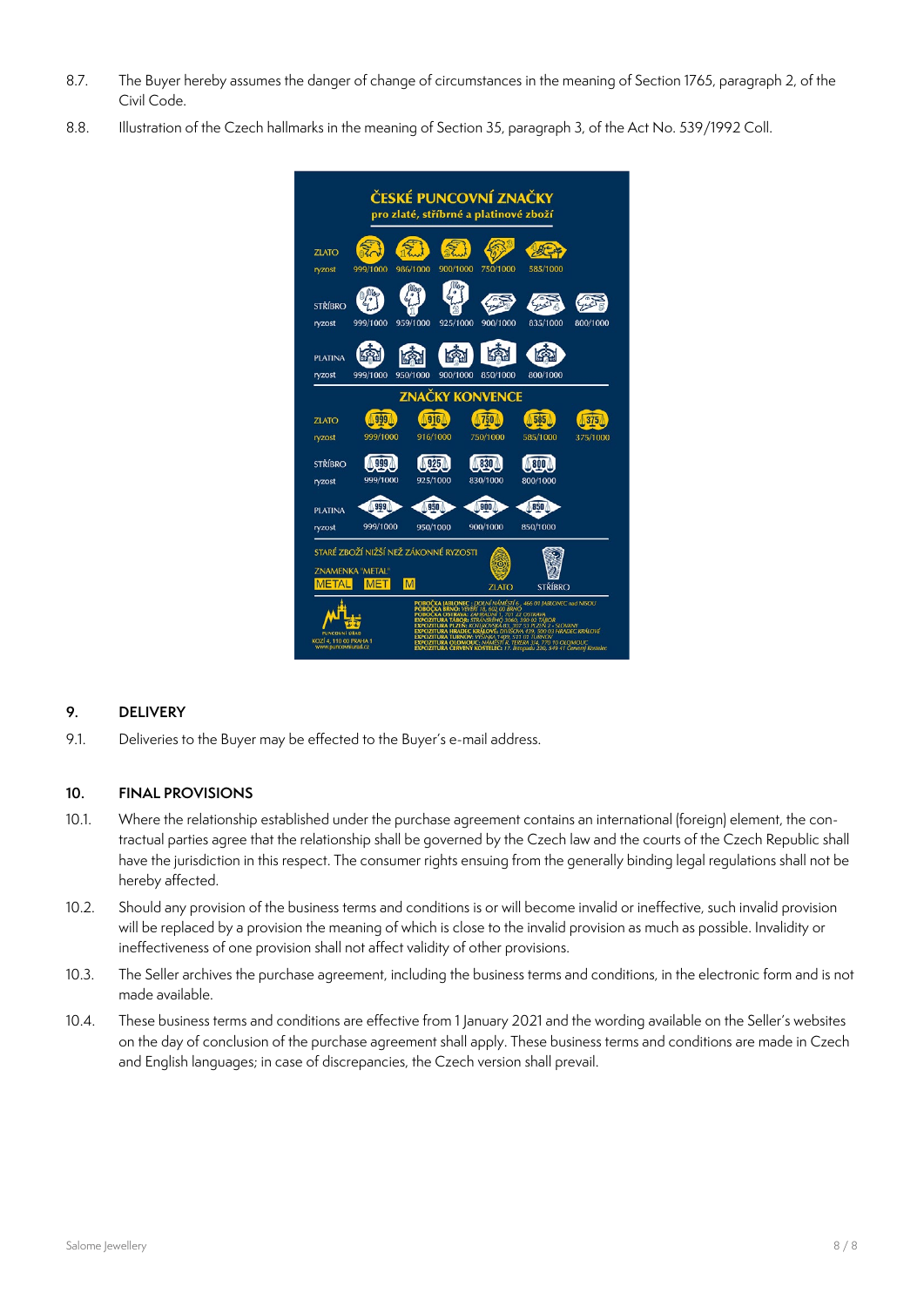8.7. The Buyer hereby assumes the danger of change of circumstances in the meaning of Section 1765, paragraph 2, of the Civil Code.

8.8. Illustration of the Czech hallmarks in the meaning of Section 35, paragraph 3, of the Act No. 539/1992 Coll.

## 9. DELIVERY

9.1. Deliveries to the Buyer may be effected to the Buyer's e-mail address.

## 10. FINAL PROVISIONS

10.1. Where the relationship established under the purchase agreement contains an international (foreign) element, the contractual parties agree that the relationship shall be governed by the Czech law and the courts of the Czech Republic shall have the jurisdiction in this respect. The consumer rights ensuing from the generally binding legal regulations shall not be hereby affected.

10.2. Should any provision of the business terms and conditions is or will become invalid or ineffective, such invalid provision will be replaced by a provision the meaning of which is close to the invalid provision as much as possible. Invalidity or ineffectiveness of one provision shall not affect validity of other provisions.

10.3. The Seller archives the purchase agreement, including the business terms and conditions, in the electronic form and is not made available.

10.4. These business terms and conditions are effective from 1 January 2021 and the wording available on the Seller's websites on the day of conclusion of the purchase agreement shall apply. These business terms and conditions are made in Czech and English languages; in case of discrepancies, the Czech version shall prevail.